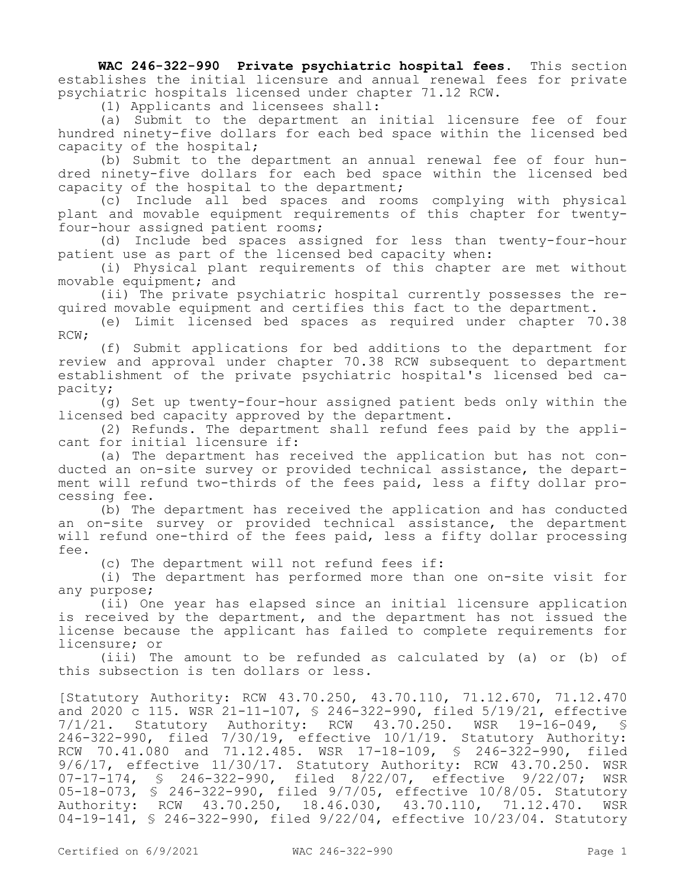**WAC 246-322-990 Private psychiatric hospital fees.** This section establishes the initial licensure and annual renewal fees for private psychiatric hospitals licensed under chapter 71.12 RCW.

(1) Applicants and licensees shall:

(a) Submit to the department an initial licensure fee of four hundred ninety-five dollars for each bed space within the licensed bed capacity of the hospital;

(b) Submit to the department an annual renewal fee of four hundred ninety-five dollars for each bed space within the licensed bed capacity of the hospital to the department;

(c) Include all bed spaces and rooms complying with physical plant and movable equipment requirements of this chapter for twenty-four-hour assigned patient rooms;

(d) Include bed spaces assigned for less than twenty-four-hour patient use as part of the licensed bed capacity when:

(i) Physical plant requirements of this chapter are met without movable equipment; and

(ii) The private psychiatric hospital currently possesses the required movable equipment and certifies this fact to the department.

(e) Limit licensed bed spaces as required under chapter 70.38 RCW;

(f) Submit applications for bed additions to the department for review and approval under chapter 70.38 RCW subsequent to department establishment of the private psychiatric hospital's licensed bed capacity;

(g) Set up twenty-four-hour assigned patient beds only within the licensed bed capacity approved by the department.

(2) Refunds. The department shall refund fees paid by the applicant for initial licensure if:

(a) The department has received the application but has not conducted an on-site survey or provided technical assistance, the department will refund two-thirds of the fees paid, less a fifty dollar processing fee.

(b) The department has received the application and has conducted an on-site survey or provided technical assistance, the department will refund one-third of the fees paid, less a fifty dollar processing fee.

(c) The department will not refund fees if:

(i) The department has performed more than one on-site visit for any purpose;

(ii) One year has elapsed since an initial licensure application is received by the department, and the department has not issued the license because the applicant has failed to complete requirements for licensure; or

(iii) The amount to be refunded as calculated by (a) or (b) of this subsection is ten dollars or less.

[Statutory Authority: RCW 43.70.250, 43.70.110, 71.12.670, 71.12.470 and 2020 c 115. WSR 21-11-107, § 246-322-990, filed 5/19/21, effective 7/1/21. Statutory Authority: RCW 43.70.250. WSR 19-16-049, § 246-322-990, filed 7/30/19, effective 10/1/19. Statutory Authority: RCW 70.41.080 and 71.12.485. WSR 17-18-109, § 246-322-990, filed 9/6/17, effective 11/30/17. Statutory Authority: RCW 43.70.250. WSR 07-17-174, § 246-322-990, filed 8/22/07, effective 9/22/07; WSR 05-18-073, § 246-322-990, filed 9/7/05, effective 10/8/05. Statutory Authority: RCW 43.70.250, 18.46.030, 43.70.110, 71.12.470. WSR 04-19-141, § 246-322-990, filed 9/22/04, effective 10/23/04. Statutory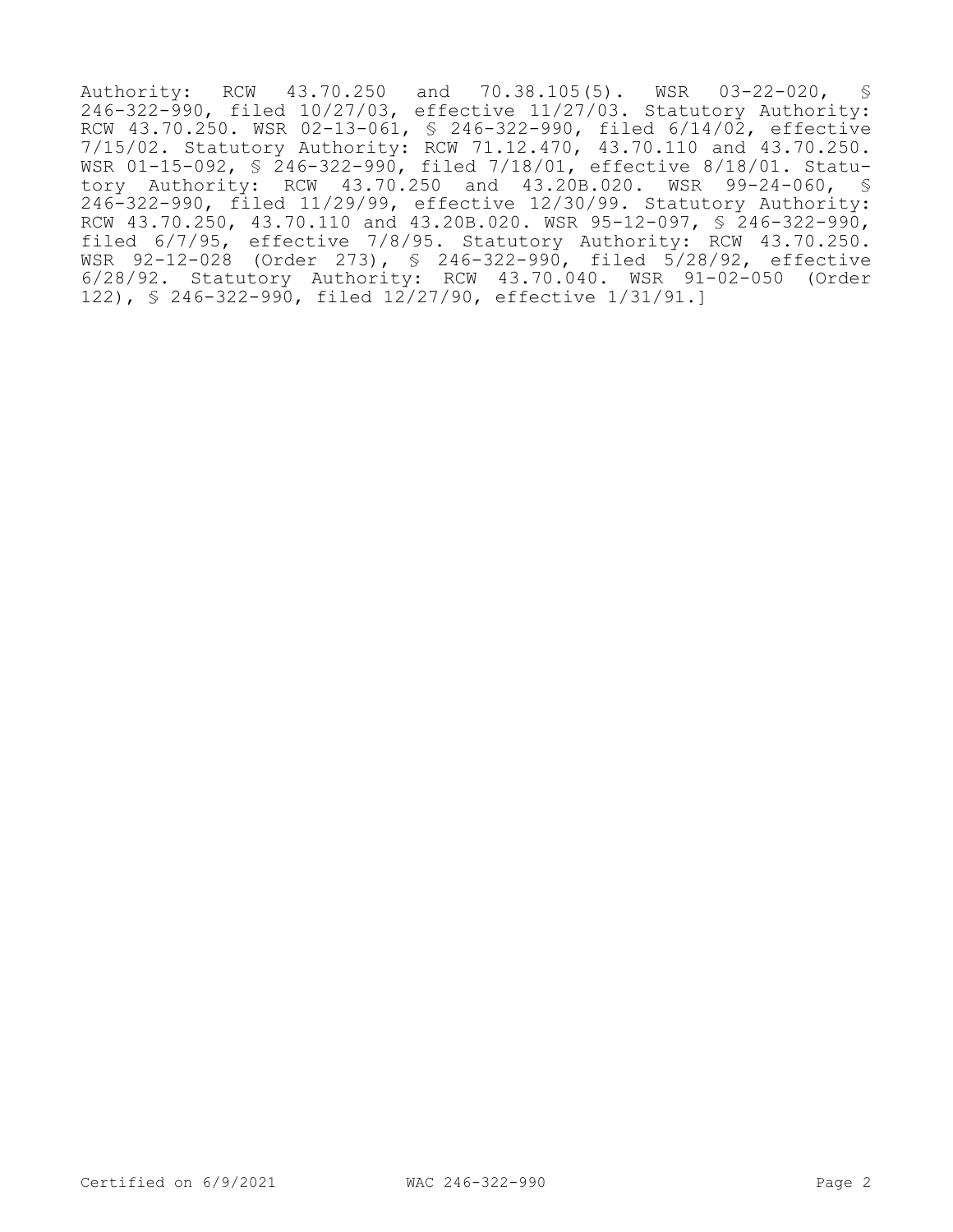Authority: RCW 43.70.250 and 70.38.105(5). WSR 03-22-020, § 246-322-990, filed 10/27/03, effective 11/27/03. Statutory Authority: RCW 43.70.250. WSR 02-13-061, § 246-322-990, filed 6/14/02, effective 7/15/02. Statutory Authority: RCW 71.12.470, 43.70.110 and 43.70.250. WSR 01-15-092, § 246-322-990, filed 7/18/01, effective 8/18/01. Statutory Authority: RCW 43.70.250 and 43.20B.020. WSR 99-24-060, § 246-322-990, filed 11/29/99, effective 12/30/99. Statutory Authority: RCW 43.70.250, 43.70.110 and 43.20B.020. WSR 95-12-097, § 246-322-990, filed 6/7/95, effective 7/8/95. Statutory Authority: RCW 43.70.250. WSR 92-12-028 (Order 273), § 246-322-990, filed 5/28/92, effective 6/28/92. Statutory Authority: RCW 43.70.040. WSR 91-02-050 (Order 122), § 246-322-990, filed 12/27/90, effective 1/31/91.]